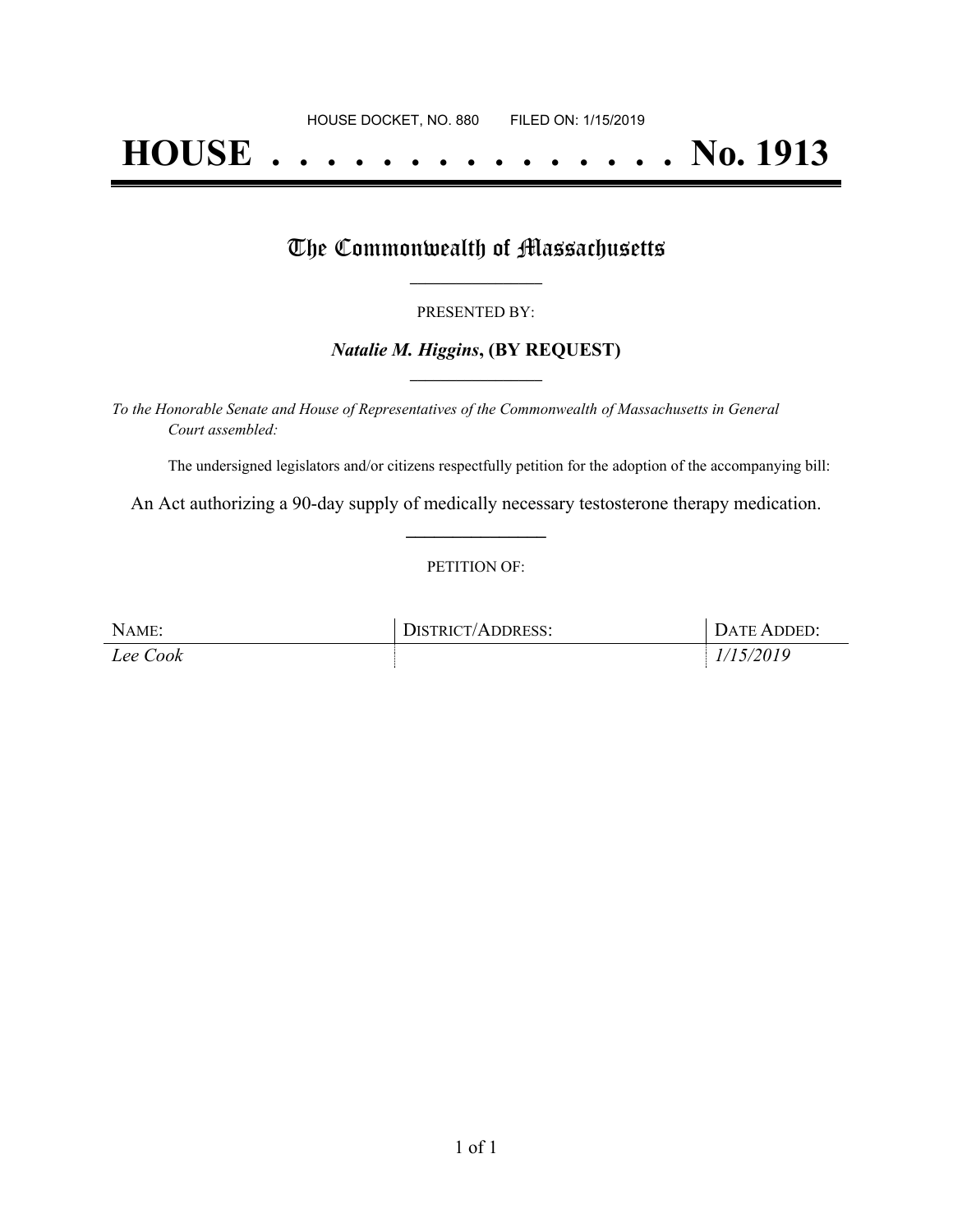HOUSE DOCKET, NO. 880 FILED ON: 1/15/2019

# HOUSE . . . . . . . . . . . . . . . No. 1913

## The Commonwealth of Massachusetts

PRESENTED BY:

***Natalie M. Higgins*, (BY REQUEST)**

*To the Honorable Senate and House of Representatives of the Commonwealth of Massachusetts in General Court assembled:*

The undersigned legislators and/or citizens respectfully petition for the adoption of the accompanying bill:

An Act authorizing a 90-day supply of medically necessary testosterone therapy medication.

PETITION OF:

| NAME: | DISTRICT/ADDRESS: | DATE ADDED: |
| --- | --- | --- |
| *Lee Cook* | | *1/15/2019* |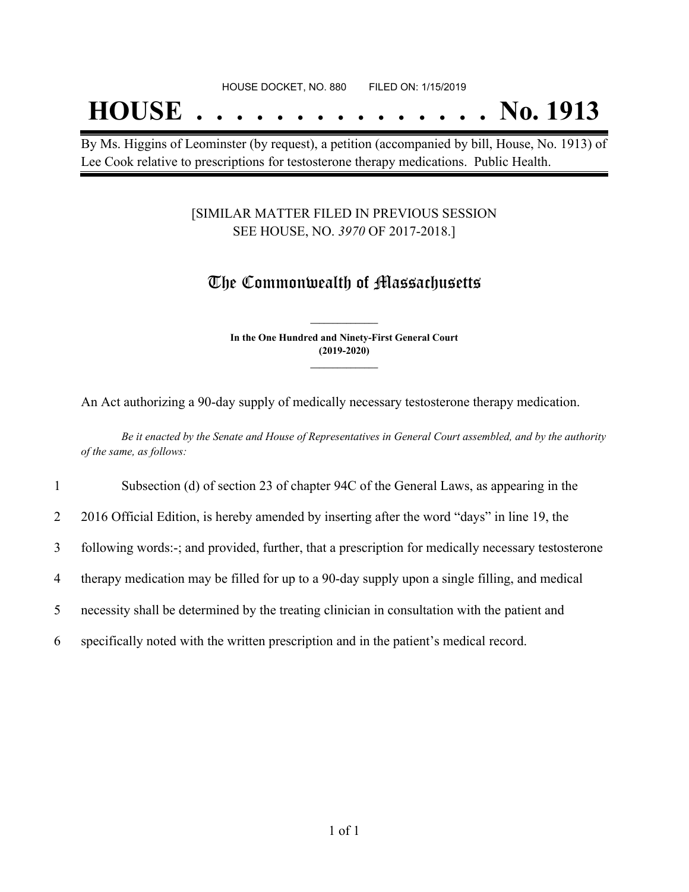HOUSE DOCKET, NO. 880        FILED ON: 1/15/2019

# HOUSE . . . . . . . . . . . . . . . No. 1913

By Ms. Higgins of Leominster (by request), a petition (accompanied by bill, House, No. 1913) of Lee Cook relative to prescriptions for testosterone therapy medications. Public Health.

[SIMILAR MATTER FILED IN PREVIOUS SESSION SEE HOUSE, NO. *3970* OF 2017-2018.]

## The Commonwealth of Massachusetts

**In the One Hundred and Ninety-First General Court (2019-2020)**

An Act authorizing a 90-day supply of medically necessary testosterone therapy medication.

*Be it enacted by the Senate and House of Representatives in General Court assembled, and by the authority of the same, as follows:*

1 Subsection (d) of section 23 of chapter 94C of the General Laws, as appearing in the
2 2016 Official Edition, is hereby amended by inserting after the word "days" in line 19, the
3 following words:-; and provided, further, that a prescription for medically necessary testosterone
4 therapy medication may be filled for up to a 90-day supply upon a single filling, and medical
5 necessity shall be determined by the treating clinician in consultation with the patient and
6 specifically noted with the written prescription and in the patient's medical record.